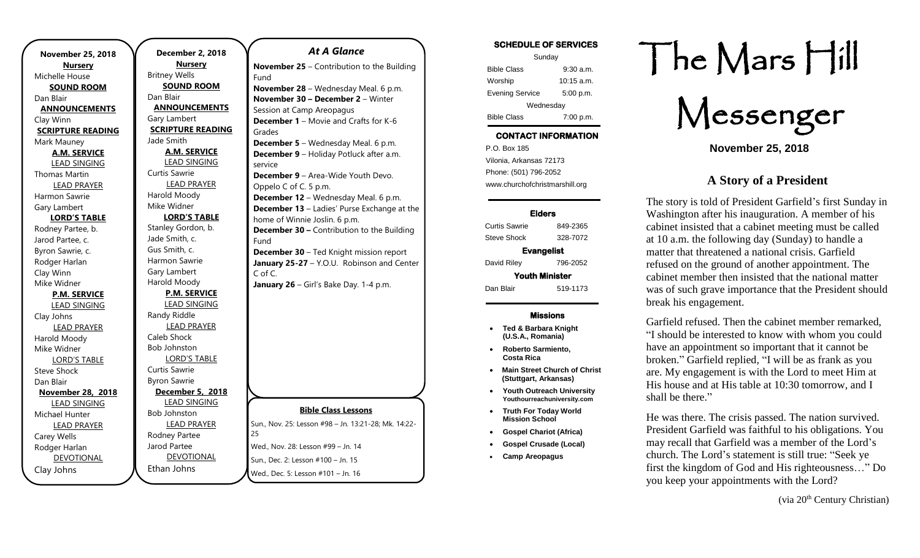**November 25, 2018**

**Nursery**
Michelle House

**SOUND ROOM**
Dan Blair

**ANNOUNCEMENTS**
Clay Winn

**SCRIPTURE READING**
Mark Mauney

**A.M. SERVICE**

LEAD SINGING
Thomas Martin

LEAD PRAYER
Harmon Sawrie
Gary Lambert

**LORD'S TABLE**
Rodney Partee, b.
Jarod Partee, c.
Byron Sawrie, c.
Rodger Harlan
Clay Winn
Mike Widner

**P.M. SERVICE**

LEAD SINGING
Clay Johns

LEAD PRAYER
Harold Moody
Mike Widner

LORD'S TABLE
Steve Shock
Dan Blair

**November 28, 2018**

LEAD SINGING
Michael Hunter

LEAD PRAYER
Carey Wells
Rodger Harlan

DEVOTIONAL
Clay Johns

**December 2, 2018**

**Nursery**
Britney Wells

**SOUND ROOM**
Dan Blair

**ANNOUNCEMENTS**
Gary Lambert

**SCRIPTURE READING**
Jade Smith

**A.M. SERVICE**

LEAD SINGING
Curtis Sawrie

LEAD PRAYER
Harold Moody
Mike Widner

**LORD'S TABLE**
Stanley Gordon, b.
Jade Smith, c.
Gus Smith, c.
Harmon Sawrie
Gary Lambert
Harold Moody

**P.M. SERVICE**

LEAD SINGING
Randy Riddle

LEAD PRAYER
Caleb Shock
Bob Johnston

LORD'S TABLE
Curtis Sawrie
Byron Sawrie

**December 5, 2018**

LEAD SINGING
Bob Johnston

LEAD PRAYER
Rodney Partee
Jarod Partee

DEVOTIONAL
Ethan Johns

## *At A Glance*

**November 25** – Contribution to the Building Fund
**November 28** – Wednesday Meal. 6 p.m.
**November 30 – December 2** – Winter Session at Camp Areopagus
**December 1** – Movie and Crafts for K-6 Grades
**December 5** – Wednesday Meal. 6 p.m.
**December 9** – Holiday Potluck after a.m. service
**December 9** – Area-Wide Youth Devo. Oppelo C of C. 5 p.m.
**December 12** – Wednesday Meal. 6 p.m.
**December 13** – Ladies' Purse Exchange at the home of Winnie Joslin. 6 p.m.
**December 30 –** Contribution to the Building Fund
**December 30** – Ted Knight mission report
**January 25-27** – Y.O.U. Robinson and Center C of C.
**January 26** – Girl's Bake Day. 1-4 p.m.

**Bible Class Lessons**

Sun., Nov. 25: Lesson #98 – Jn. 13:21-28; Mk. 14:22-25
Wed., Nov. 28: Lesson #99 – Jn. 14
Sun., Dec. 2: Lesson #100 – Jn. 15
Wed., Dec. 5: Lesson #101 – Jn. 16

**SCHEDULE OF SERVICES**

Sunday

| | |
|---|---|
| Bible Class | 9:30 a.m. |
| Worship | 10:15 a.m. |
| Evening Service | 5:00 p.m. |

Wednesday

| | |
|---|---|
| Bible Class | 7:00 p.m. |

**CONTACT INFORMATION**

P.O. Box 185
Vilonia, Arkansas 72173
Phone: (501) 796-2052
www.churchofchristmarshill.org

**Elders**

| | |
|---|---|
| Curtis Sawrie | 849-2365 |
| Steve Shock | 328-7072 |

**Evangelist**

| | |
|---|---|
| David Riley | 796-2052 |

**Youth Minister**

| | |
|---|---|
| Dan Blair | 519-1173 |

**Missions**

- **Ted & Barbara Knight (U.S.A., Romania)**
- **Roberto Sarmiento, Costa Rica**
- **Main Street Church of Christ (Stuttgart, Arkansas)**
- **Youth Outreach University Youthourreachuniversity.com**
- **Truth For Today World Mission School**
- **Gospel Chariot (Africa)**
- **Gospel Crusade (Local)**
- **Camp Areopagus**

# The Mars Hill Messenger

**November 25, 2018**

## A Story of a President

The story is told of President Garfield's first Sunday in Washington after his inauguration. A member of his cabinet insisted that a cabinet meeting must be called at 10 a.m. the following day (Sunday) to handle a matter that threatened a national crisis. Garfield refused on the ground of another appointment. The cabinet member then insisted that the national matter was of such grave importance that the President should break his engagement.

Garfield refused. Then the cabinet member remarked, "I should be interested to know with whom you could have an appointment so important that it cannot be broken." Garfield replied, "I will be as frank as you are. My engagement is with the Lord to meet Him at His house and at His table at 10:30 tomorrow, and I shall be there."

He was there. The crisis passed. The nation survived. President Garfield was faithful to his obligations. You may recall that Garfield was a member of the Lord's church. The Lord's statement is still true: "Seek ye first the kingdom of God and His righteousness…" Do you keep your appointments with the Lord?

(via 20th Century Christian)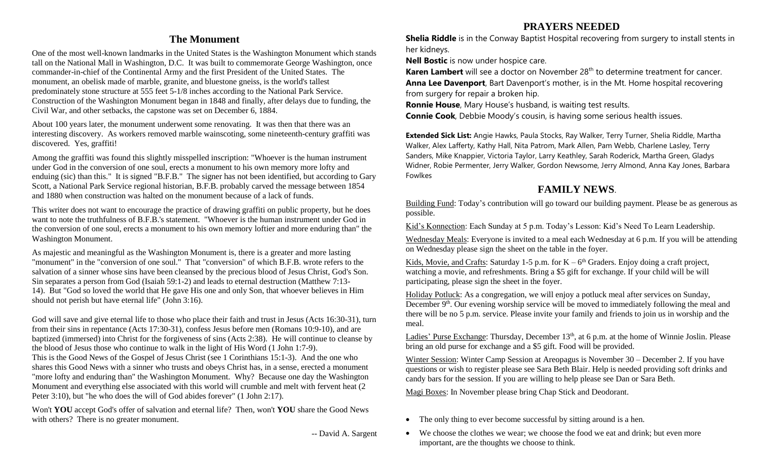## The Monument

One of the most well-known landmarks in the United States is the Washington Monument which stands tall on the National Mall in Washington, D.C. It was built to commemorate George Washington, once commander-in-chief of the Continental Army and the first President of the United States. The monument, an obelisk made of marble, granite, and bluestone gneiss, is the world's tallest predominately stone structure at 555 feet 5-1/8 inches according to the National Park Service. Construction of the Washington Monument began in 1848 and finally, after delays due to funding, the Civil War, and other setbacks, the capstone was set on December 6, 1884.

About 100 years later, the monument underwent some renovating. It was then that there was an interesting discovery. As workers removed marble wainscoting, some nineteenth-century graffiti was discovered. Yes, graffiti!

Among the graffiti was found this slightly misspelled inscription: "Whoever is the human instrument under God in the conversion of one soul, erects a monument to his own memory more lofty and enduing (sic) than this." It is signed "B.F.B." The signer has not been identified, but according to Gary Scott, a National Park Service regional historian, B.F.B. probably carved the message between 1854 and 1880 when construction was halted on the monument because of a lack of funds.

This writer does not want to encourage the practice of drawing graffiti on public property, but he does want to note the truthfulness of B.F.B.'s statement. "Whoever is the human instrument under God in the conversion of one soul, erects a monument to his own memory loftier and more enduring than" the Washington Monument.

As majestic and meaningful as the Washington Monument is, there is a greater and more lasting "monument" in the "conversion of one soul." That "conversion" of which B.F.B. wrote refers to the salvation of a sinner whose sins have been cleansed by the precious blood of Jesus Christ, God's Son. Sin separates a person from God (Isaiah 59:1-2) and leads to eternal destruction (Matthew 7:13-14). But "God so loved the world that He gave His one and only Son, that whoever believes in Him should not perish but have eternal life" (John 3:16).

God will save and give eternal life to those who place their faith and trust in Jesus (Acts 16:30-31), turn from their sins in repentance (Acts 17:30-31), confess Jesus before men (Romans 10:9-10), and are baptized (immersed) into Christ for the forgiveness of sins (Acts 2:38). He will continue to cleanse by the blood of Jesus those who continue to walk in the light of His Word (1 John 1:7-9).
This is the Good News of the Gospel of Jesus Christ (see 1 Corinthians 15:1-3). And the one who shares this Good News with a sinner who trusts and obeys Christ has, in a sense, erected a monument "more lofty and enduring than" the Washington Monument. Why? Because one day the Washington Monument and everything else associated with this world will crumble and melt with fervent heat (2 Peter 3:10), but "he who does the will of God abides forever" (1 John 2:17).

Won't **YOU** accept God's offer of salvation and eternal life? Then, won't **YOU** share the Good News with others? There is no greater monument.

-- David A. Sargent

## PRAYERS NEEDED

**Shelia Riddle** is in the Conway Baptist Hospital recovering from surgery to install stents in her kidneys.
**Nell Bostic** is now under hospice care.
**Karen Lambert** will see a doctor on November 28th to determine treatment for cancer.
**Anna Lee Davenport**, Bart Davenport's mother, is in the Mt. Home hospital recovering from surgery for repair a broken hip.
**Ronnie House**, Mary House's husband, is waiting test results.
**Connie Cook**, Debbie Moody's cousin, is having some serious health issues.

**Extended Sick List:** Angie Hawks, Paula Stocks, Ray Walker, Terry Turner, Shelia Riddle, Martha Walker, Alex Lafferty, Kathy Hall, Nita Patrom, Mark Allen, Pam Webb, Charlene Lasley, Terry Sanders, Mike Knappier, Victoria Taylor, Larry Keathley, Sarah Roderick, Martha Green, Gladys Widner, Robie Permenter, Jerry Walker, Gordon Newsome, Jerry Almond, Anna Kay Jones, Barbara Fowlkes

## FAMILY NEWS.

Building Fund: Today's contribution will go toward our building payment. Please be as generous as possible.

Kid's Konnection: Each Sunday at 5 p.m. Today's Lesson: Kid's Need To Learn Leadership.

Wednesday Meals: Everyone is invited to a meal each Wednesday at 6 p.m. If you will be attending on Wednesday please sign the sheet on the table in the foyer.

Kids, Movie, and Crafts: Saturday 1-5 p.m. for K – 6th Graders. Enjoy doing a craft project, watching a movie, and refreshments. Bring a $5 gift for exchange. If your child will be will participating, please sign the sheet in the foyer.

Holiday Potluck: As a congregation, we will enjoy a potluck meal after services on Sunday, December 9th. Our evening worship service will be moved to immediately following the meal and there will be no 5 p.m. service. Please invite your family and friends to join us in worship and the meal.

Ladies' Purse Exchange: Thursday, December 13th, at 6 p.m. at the home of Winnie Joslin. Please bring an old purse for exchange and a $5 gift. Food will be provided.

Winter Session: Winter Camp Session at Areopagus is November 30 – December 2. If you have questions or wish to register please see Sara Beth Blair. Help is needed providing soft drinks and candy bars for the session. If you are willing to help please see Dan or Sara Beth.

Magi Boxes: In November please bring Chap Stick and Deodorant.

- The only thing to ever become successful by sitting around is a hen.
- We choose the clothes we wear; we choose the food we eat and drink; but even more important, are the thoughts we choose to think.